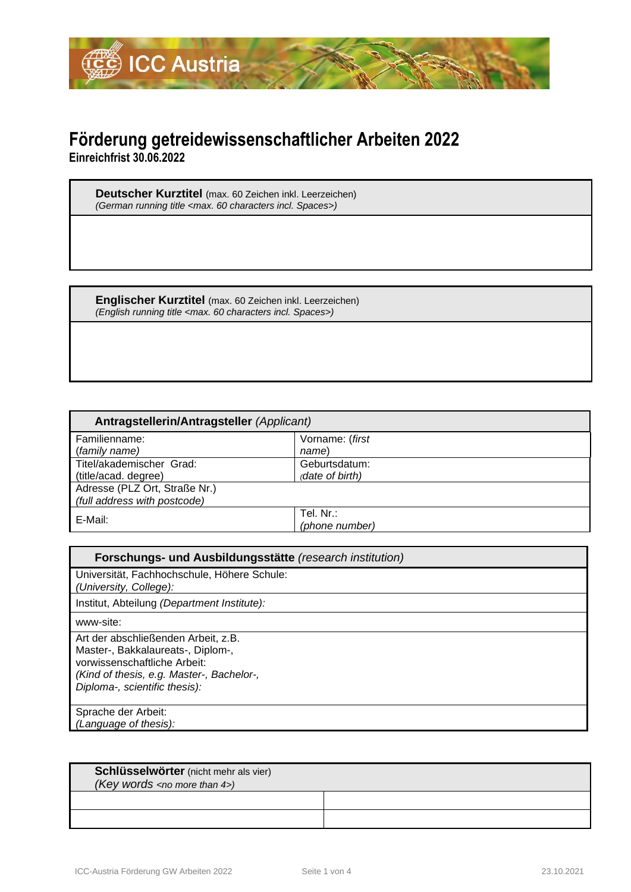ICC Austria

# Förderung getreidewissenschaftlicher Arbeiten 2022

**Einreichfrist 30.06.2022**

| **Deutscher Kurztitel** (max. 60 Zeichen inkl. Leerzeichen)<br>*(German running title <max. 60 characters incl. Spaces>)* |
|---|
| |

| **Englischer Kurztitel** (max. 60 Zeichen inkl. Leerzeichen)<br>*(English running title <max. 60 characters incl. Spaces>)* |
|---|
| |

| **Antragstellerin/Antragsteller** *(Applicant)* | |
|---|---|
| Familienname:<br>*(family name)* | Vorname: (*first name*) |
| Titel/akademischer Grad:<br>(title/acad. degree) | Geburtsdatum:<br>*(date of birth)* |
| Adresse (PLZ Ort, Straße Nr.)<br>*(full address with postcode)* | |
| E-Mail: | Tel. Nr.:<br>*(phone number)* |

| **Forschungs- und Ausbildungsstätte** *(research institution)* |
|---|
| Universität, Fachhochschule, Höhere Schule:<br>*(University, College):* |
| Institut, Abteilung *(Department Institute):* |
| www-site: |
| Art der abschließenden Arbeit, z.B. Master-, Bakkalaureats-, Diplom-, vorwissenschaftliche Arbeit:<br>*(Kind of thesis, e.g. Master-, Bachelor-, Diploma-, scientific thesis):* |
| Sprache der Arbeit:<br>*(Language of thesis):* |

| **Schlüsselwörter** (nicht mehr als vier)<br>*(Key words <no more than 4>)* | |
|---|---|
| | |
| | |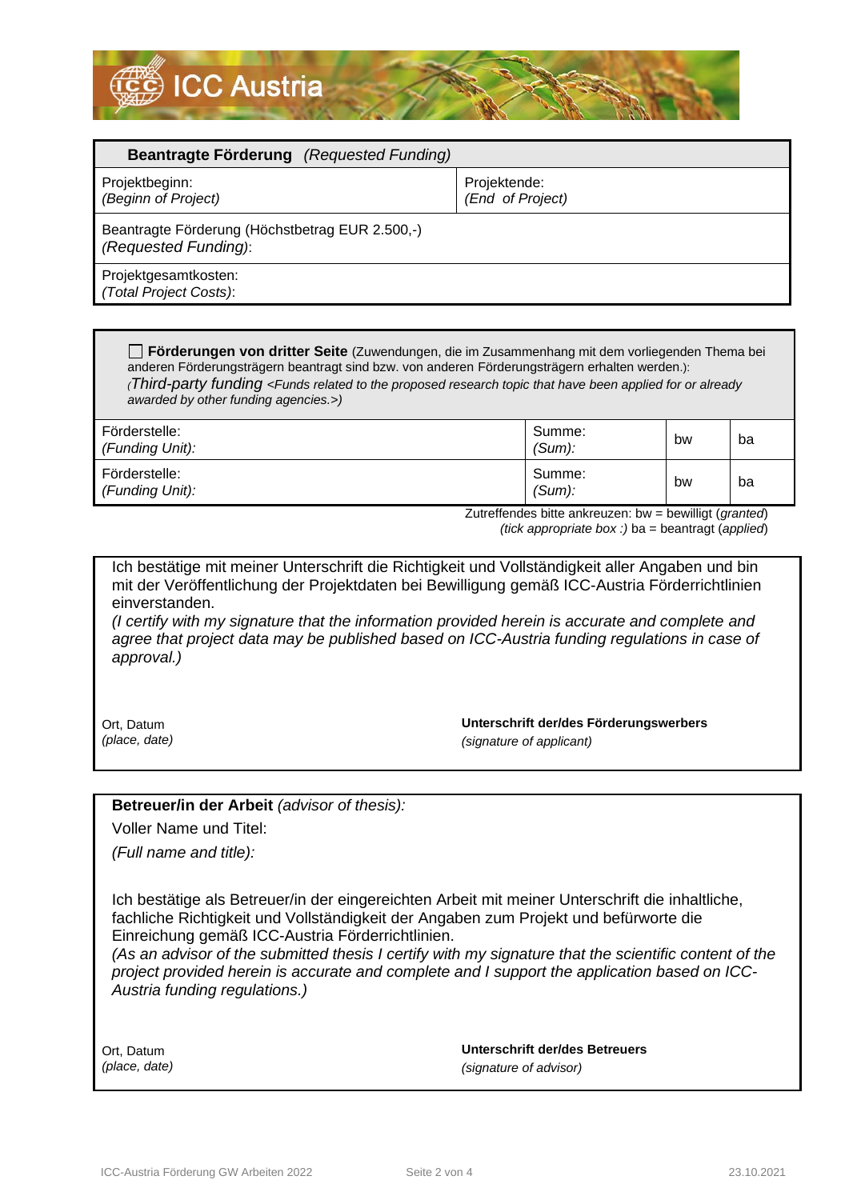| **Beantragte Förderung** *(Requested Funding)* | |
|---|---|
| Projektbeginn:<br>*(Beginn of Project)* | Projektende:<br>*(End of Project)* |
| Beantragte Förderung (Höchstbetrag EUR 2.500,-)<br>*(Requested Funding)*: | |
| Projektgesamtkosten:<br>*(Total Project Costs)*: | |

☐ **Förderungen von dritter Seite** (Zuwendungen, die im Zusammenhang mit dem vorliegenden Thema bei anderen Förderungsträgern beantragt sind bzw. von anderen Förderungsträgern erhalten werden.): *(Third-party funding <Funds related to the proposed research topic that have been applied for or already awarded by other funding agencies.>)*

| Förderstelle:<br>*(Funding Unit):* | Summe:<br>*(Sum):* | bw | ba |
|---|---|---|---|
| Förderstelle:<br>*(Funding Unit):* | Summe:<br>*(Sum):* | bw | ba |

Zutreffendes bitte ankreuzen: bw = bewilligt (*granted*)
*(tick appropriate box :)* ba = beantragt (*applied*)

Ich bestätige mit meiner Unterschrift die Richtigkeit und Vollständigkeit aller Angaben und bin mit der Veröffentlichung der Projektdaten bei Bewilligung gemäß ICC-Austria Förderrichtlinien einverstanden.
*(I certify with my signature that the information provided herein is accurate and complete and agree that project data may be published based on ICC-Austria funding regulations in case of approval.)*

Ort, Datum
*(place, date)*

**Unterschrift der/des Förderungswerbers**
*(signature of applicant)*

**Betreuer/in der Arbeit** *(advisor of thesis):*

Voller Name und Titel:

*(Full name and title):*

Ich bestätige als Betreuer/in der eingereichten Arbeit mit meiner Unterschrift die inhaltliche, fachliche Richtigkeit und Vollständigkeit der Angaben zum Projekt und befürworte die Einreichung gemäß ICC-Austria Förderrichtlinien.
*(As an advisor of the submitted thesis I certify with my signature that the scientific content of the project provided herein is accurate and complete and I support the application based on ICC-Austria funding regulations.)*

Ort, Datum
*(place, date)*

**Unterschrift der/des Betreuers**
*(signature of advisor)*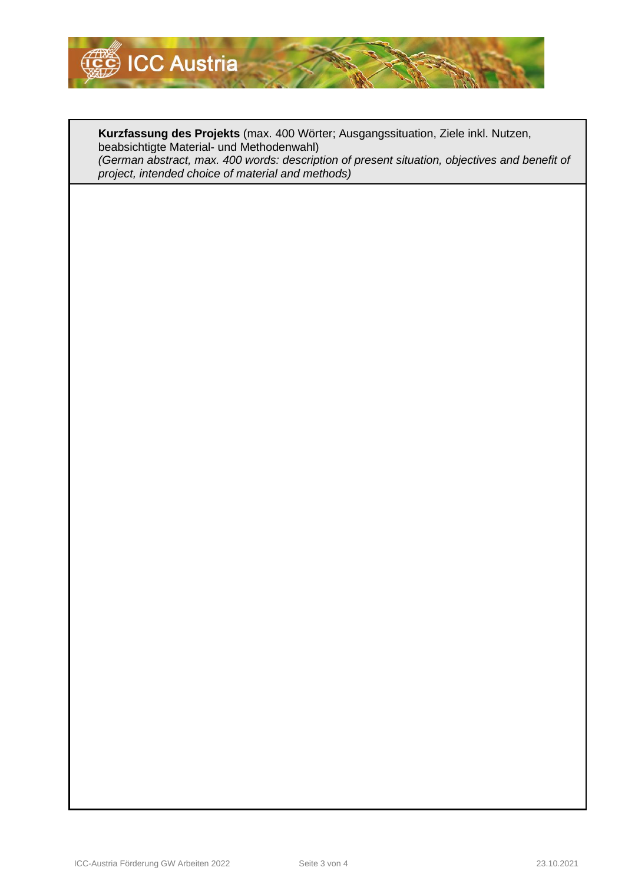**Kurzfassung des Projekts** (max. 400 Wörter; Ausgangssituation, Ziele inkl. Nutzen, beabsichtigte Material- und Methodenwahl)
*(German abstract, max. 400 words: description of present situation, objectives and benefit of project, intended choice of material and methods)*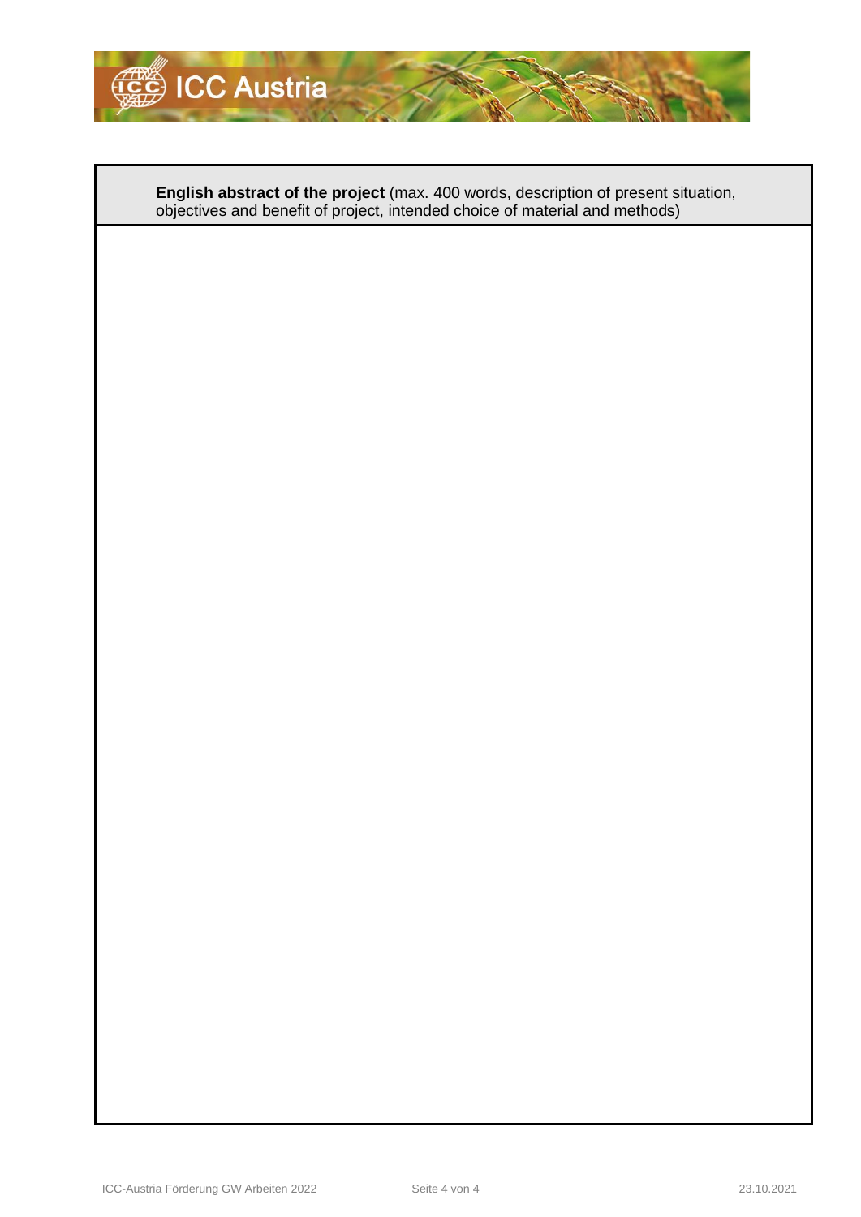**English abstract of the project** (max. 400 words, description of present situation, objectives and benefit of project, intended choice of material and methods)